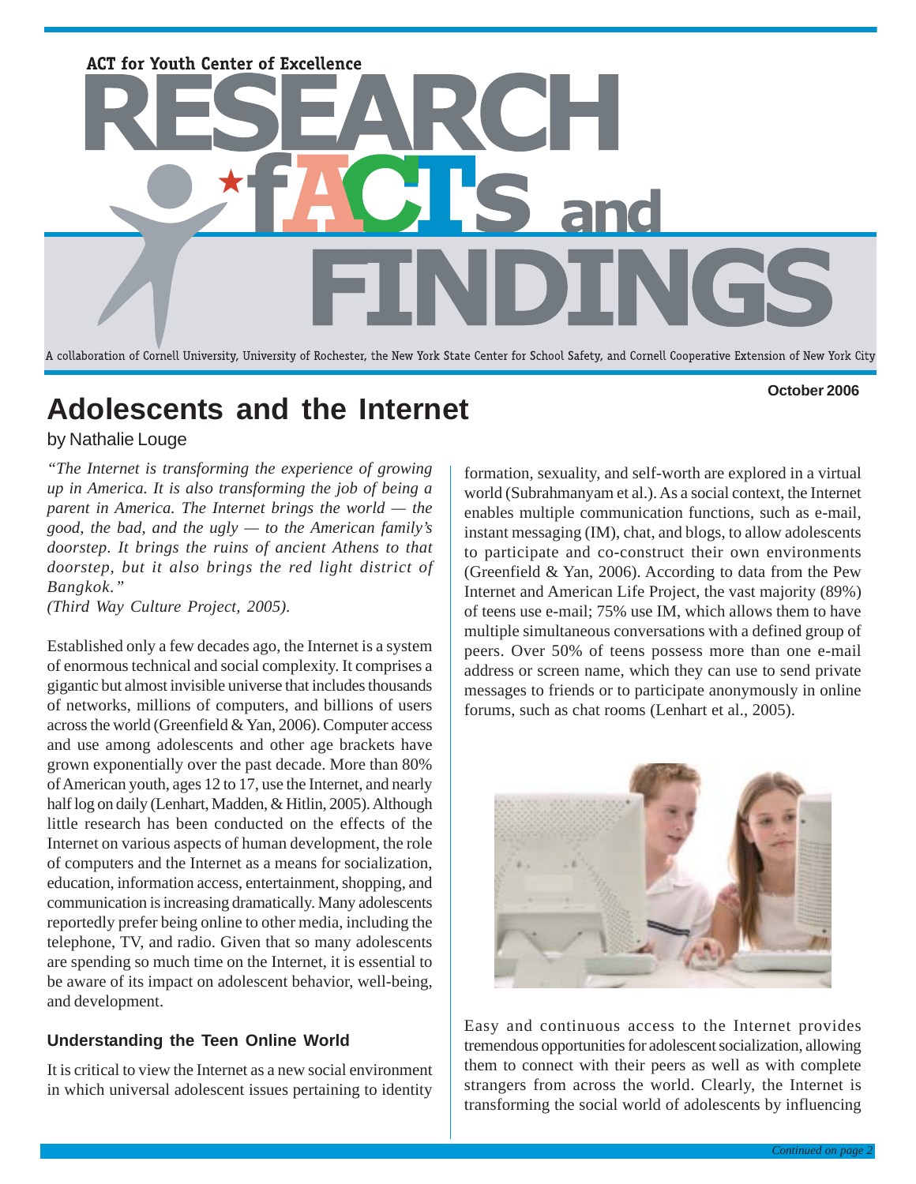ACT for Youth Center of Excellence

# RESEARCH fACTs and FINDINGS

A collaboration of Cornell University, University of Rochester, the New York State Center for School Safety, and Cornell Cooperative Extension of New York City

October 2006

# Adolescents and the Internet

by Nathalie Louge

*"The Internet is transforming the experience of growing up in America. It is also transforming the job of being a parent in America. The Internet brings the world — the good, the bad, and the ugly — to the American family's doorstep. It brings the ruins of ancient Athens to that doorstep, but it also brings the red light district of Bangkok."*
*(Third Way Culture Project, 2005).*

Established only a few decades ago, the Internet is a system of enormous technical and social complexity. It comprises a gigantic but almost invisible universe that includes thousands of networks, millions of computers, and billions of users across the world (Greenfield & Yan, 2006). Computer access and use among adolescents and other age brackets have grown exponentially over the past decade. More than 80% of American youth, ages 12 to 17, use the Internet, and nearly half log on daily (Lenhart, Madden, & Hitlin, 2005). Although little research has been conducted on the effects of the Internet on various aspects of human development, the role of computers and the Internet as a means for socialization, education, information access, entertainment, shopping, and communication is increasing dramatically. Many adolescents reportedly prefer being online to other media, including the telephone, TV, and radio. Given that so many adolescents are spending so much time on the Internet, it is essential to be aware of its impact on adolescent behavior, well-being, and development.

## Understanding the Teen Online World

It is critical to view the Internet as a new social environment in which universal adolescent issues pertaining to identity formation, sexuality, and self-worth are explored in a virtual world (Subrahmanyam et al.). As a social context, the Internet enables multiple communication functions, such as e-mail, instant messaging (IM), chat, and blogs, to allow adolescents to participate and co-construct their own environments (Greenfield & Yan, 2006). According to data from the Pew Internet and American Life Project, the vast majority (89%) of teens use e-mail; 75% use IM, which allows them to have multiple simultaneous conversations with a defined group of peers. Over 50% of teens possess more than one e-mail address or screen name, which they can use to send private messages to friends or to participate anonymously in online forums, such as chat rooms (Lenhart et al., 2005).

Easy and continuous access to the Internet provides tremendous opportunities for adolescent socialization, allowing them to connect with their peers as well as with complete strangers from across the world. Clearly, the Internet is transforming the social world of adolescents by influencing

*Continued on page 2*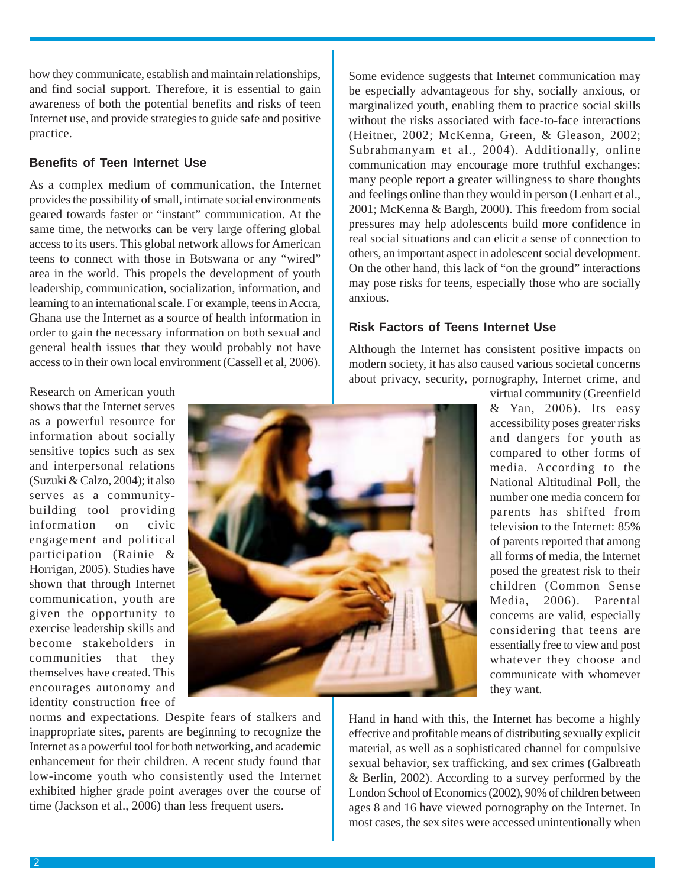how they communicate, establish and maintain relationships, and find social support. Therefore, it is essential to gain awareness of both the potential benefits and risks of teen Internet use, and provide strategies to guide safe and positive practice.

### Benefits of Teen Internet Use

As a complex medium of communication, the Internet provides the possibility of small, intimate social environments geared towards faster or "instant" communication. At the same time, the networks can be very large offering global access to its users. This global network allows for American teens to connect with those in Botswana or any "wired" area in the world. This propels the development of youth leadership, communication, socialization, information, and learning to an international scale. For example, teens in Accra, Ghana use the Internet as a source of health information in order to gain the necessary information on both sexual and general health issues that they would probably not have access to in their own local environment (Cassell et al, 2006).

Research on American youth shows that the Internet serves as a powerful resource for information about socially sensitive topics such as sex and interpersonal relations (Suzuki & Calzo, 2004); it also serves as a community-building tool providing information on civic engagement and political participation (Rainie & Horrigan, 2005). Studies have shown that through Internet communication, youth are given the opportunity to exercise leadership skills and become stakeholders in communities that they themselves have created. This encourages autonomy and identity construction free of norms and expectations. Despite fears of stalkers and inappropriate sites, parents are beginning to recognize the Internet as a powerful tool for both networking, and academic enhancement for their children. A recent study found that low-income youth who consistently used the Internet exhibited higher grade point averages over the course of time (Jackson et al., 2006) than less frequent users.

Some evidence suggests that Internet communication may be especially advantageous for shy, socially anxious, or marginalized youth, enabling them to practice social skills without the risks associated with face-to-face interactions (Heitner, 2002; McKenna, Green, & Gleason, 2002; Subrahmanyam et al., 2004). Additionally, online communication may encourage more truthful exchanges: many people report a greater willingness to share thoughts and feelings online than they would in person (Lenhart et al., 2001; McKenna & Bargh, 2000). This freedom from social pressures may help adolescents build more confidence in real social situations and can elicit a sense of connection to others, an important aspect in adolescent social development. On the other hand, this lack of "on the ground" interactions may pose risks for teens, especially those who are socially anxious.

### Risk Factors of Teens Internet Use

Although the Internet has consistent positive impacts on modern society, it has also caused various societal concerns about privacy, security, pornography, Internet crime, and virtual community (Greenfield & Yan, 2006). Its easy accessibility poses greater risks and dangers for youth as compared to other forms of media. According to the National Altitudinal Poll, the number one media concern for parents has shifted from television to the Internet: 85% of parents reported that among all forms of media, the Internet posed the greatest risk to their children (Common Sense Media, 2006). Parental concerns are valid, especially considering that teens are essentially free to view and post whatever they choose and communicate with whomever they want.

Hand in hand with this, the Internet has become a highly effective and profitable means of distributing sexually explicit material, as well as a sophisticated channel for compulsive sexual behavior, sex trafficking, and sex crimes (Galbreath & Berlin, 2002). According to a survey performed by the London School of Economics (2002), 90% of children between ages 8 and 16 have viewed pornography on the Internet. In most cases, the sex sites were accessed unintentionally when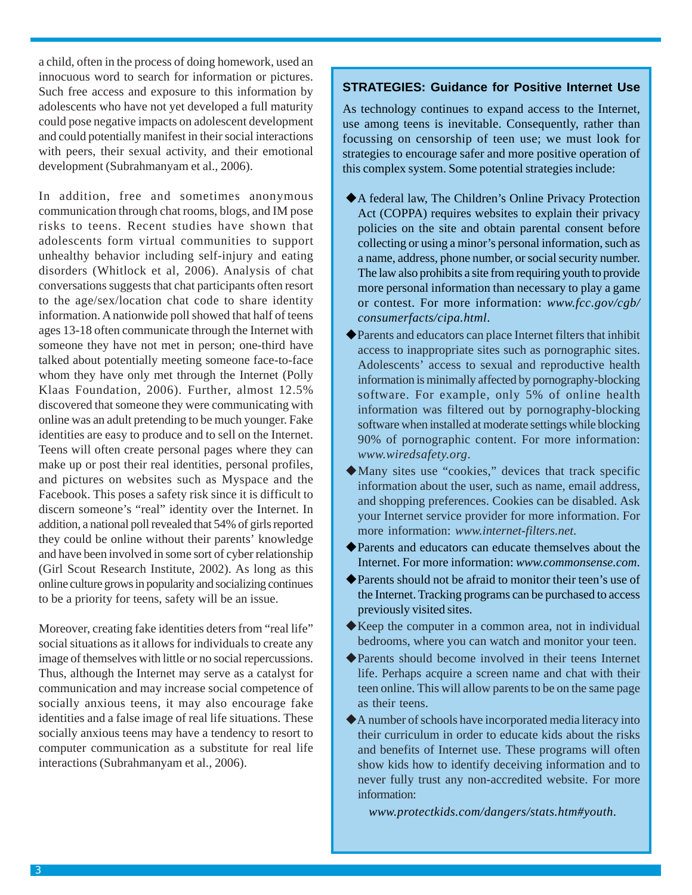a child, often in the process of doing homework, used an innocuous word to search for information or pictures. Such free access and exposure to this information by adolescents who have not yet developed a full maturity could pose negative impacts on adolescent development and could potentially manifest in their social interactions with peers, their sexual activity, and their emotional development (Subrahmanyam et al., 2006).

In addition, free and sometimes anonymous communication through chat rooms, blogs, and IM pose risks to teens. Recent studies have shown that adolescents form virtual communities to support unhealthy behavior including self-injury and eating disorders (Whitlock et al, 2006). Analysis of chat conversations suggests that chat participants often resort to the age/sex/location chat code to share identity information. A nationwide poll showed that half of teens ages 13-18 often communicate through the Internet with someone they have not met in person; one-third have talked about potentially meeting someone face-to-face whom they have only met through the Internet (Polly Klaas Foundation, 2006). Further, almost 12.5% discovered that someone they were communicating with online was an adult pretending to be much younger. Fake identities are easy to produce and to sell on the Internet. Teens will often create personal pages where they can make up or post their real identities, personal profiles, and pictures on websites such as Myspace and the Facebook. This poses a safety risk since it is difficult to discern someone's "real" identity over the Internet. In addition, a national poll revealed that 54% of girls reported they could be online without their parents' knowledge and have been involved in some sort of cyber relationship (Girl Scout Research Institute, 2002). As long as this online culture grows in popularity and socializing continues to be a priority for teens, safety will be an issue.

Moreover, creating fake identities deters from "real life" social situations as it allows for individuals to create any image of themselves with little or no social repercussions. Thus, although the Internet may serve as a catalyst for communication and may increase social competence of socially anxious teens, it may also encourage fake identities and a false image of real life situations. These socially anxious teens may have a tendency to resort to computer communication as a substitute for real life interactions (Subrahmanyam et al., 2006).

## STRATEGIES: Guidance for Positive Internet Use

As technology continues to expand access to the Internet, use among teens is inevitable. Consequently, rather than focussing on censorship of teen use; we must look for strategies to encourage safer and more positive operation of this complex system. Some potential strategies include:

- A federal law, The Children's Online Privacy Protection Act (COPPA) requires websites to explain their privacy policies on the site and obtain parental consent before collecting or using a minor's personal information, such as a name, address, phone number, or social security number. The law also prohibits a site from requiring youth to provide more personal information than necessary to play a game or contest. For more information: *www.fcc.gov/cgb/consumerfacts/cipa.html*.
- Parents and educators can place Internet filters that inhibit access to inappropriate sites such as pornographic sites. Adolescents' access to sexual and reproductive health information is minimally affected by pornography-blocking software. For example, only 5% of online health information was filtered out by pornography-blocking software when installed at moderate settings while blocking 90% of pornographic content. For more information: *www.wiredsafety.org*.
- Many sites use "cookies," devices that track specific information about the user, such as name, email address, and shopping preferences. Cookies can be disabled. Ask your Internet service provider for more information. For more information: *www.internet-filters.net*.
- Parents and educators can educate themselves about the Internet. For more information: *www.commonsense.com*.
- Parents should not be afraid to monitor their teen's use of the Internet. Tracking programs can be purchased to access previously visited sites.
- Keep the computer in a common area, not in individual bedrooms, where you can watch and monitor your teen.
- Parents should become involved in their teens Internet life. Perhaps acquire a screen name and chat with their teen online. This will allow parents to be on the same page as their teens.
- A number of schools have incorporated media literacy into their curriculum in order to educate kids about the risks and benefits of Internet use. These programs will often show kids how to identify deceiving information and to never fully trust any non-accredited website. For more information:

  *www.protectkids.com/dangers/stats.htm#youth*.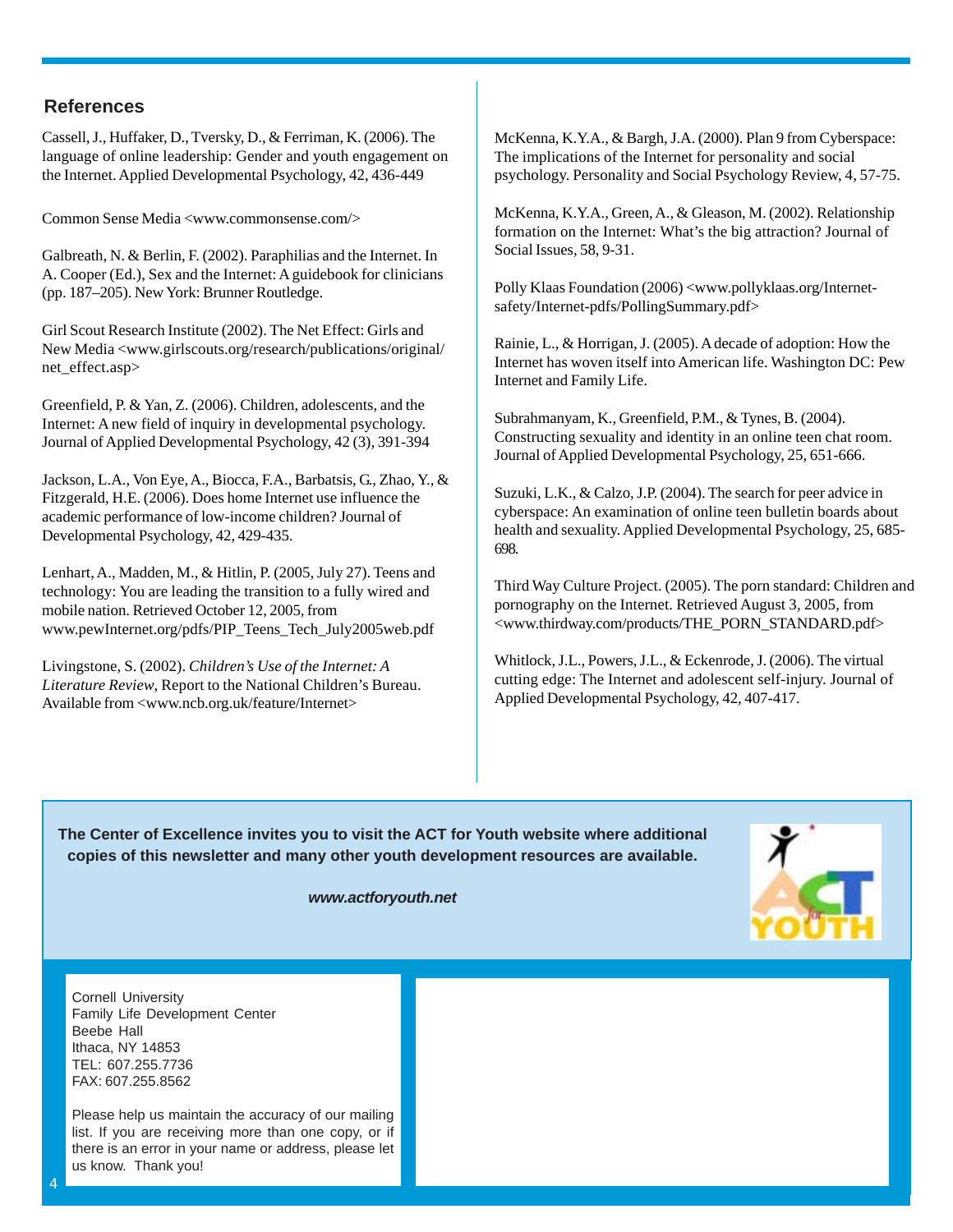## References

Cassell, J., Huffaker, D., Tversky, D., & Ferriman, K. (2006). The language of online leadership: Gender and youth engagement on the Internet. Applied Developmental Psychology, 42, 436-449

Common Sense Media <www.commonsense.com/>

Galbreath, N. & Berlin, F. (2002). Paraphilias and the Internet. In A. Cooper (Ed.), Sex and the Internet: A guidebook for clinicians (pp. 187–205). New York: Brunner Routledge.

Girl Scout Research Institute (2002). The Net Effect: Girls and New Media <www.girlscouts.org/research/publications/original/net_effect.asp>

Greenfield, P. & Yan, Z. (2006). Children, adolescents, and the Internet: A new field of inquiry in developmental psychology. Journal of Applied Developmental Psychology, 42 (3), 391-394

Jackson, L.A., Von Eye, A., Biocca, F.A., Barbatsis, G., Zhao, Y., & Fitzgerald, H.E. (2006). Does home Internet use influence the academic performance of low-income children? Journal of Developmental Psychology, 42, 429-435.

Lenhart, A., Madden, M., & Hitlin, P. (2005, July 27). Teens and technology: You are leading the transition to a fully wired and mobile nation. Retrieved October 12, 2005, from www.pewInternet.org/pdfs/PIP_Teens_Tech_July2005web.pdf

Livingstone, S. (2002). *Children's Use of the Internet: A Literature Review*, Report to the National Children's Bureau. Available from <www.ncb.org.uk/feature/Internet>

McKenna, K.Y.A., & Bargh, J.A. (2000). Plan 9 from Cyberspace: The implications of the Internet for personality and social psychology. Personality and Social Psychology Review, 4, 57-75.

McKenna, K.Y.A., Green, A., & Gleason, M. (2002). Relationship formation on the Internet: What's the big attraction? Journal of Social Issues, 58, 9-31.

Polly Klaas Foundation (2006) <www.pollyklaas.org/Internet-safety/Internet-pdfs/PollingSummary.pdf>

Rainie, L., & Horrigan, J. (2005). A decade of adoption: How the Internet has woven itself into American life. Washington DC: Pew Internet and Family Life.

Subrahmanyam, K., Greenfield, P.M., & Tynes, B. (2004). Constructing sexuality and identity in an online teen chat room. Journal of Applied Developmental Psychology, 25, 651-666.

Suzuki, L.K., & Calzo, J.P. (2004). The search for peer advice in cyberspace: An examination of online teen bulletin boards about health and sexuality. Applied Developmental Psychology, 25, 685-698.

Third Way Culture Project. (2005). The porn standard: Children and pornography on the Internet. Retrieved August 3, 2005, from <www.thirdway.com/products/THE_PORN_STANDARD.pdf>

Whitlock, J.L., Powers, J.L., & Eckenrode, J. (2006). The virtual cutting edge: The Internet and adolescent self-injury. Journal of Applied Developmental Psychology, 42, 407-417.

**The Center of Excellence invites you to visit the ACT for Youth website where additional copies of this newsletter and many other youth development resources are available.**

***www.actforyouth.net***

Cornell University
Family Life Development Center
Beebe Hall
Ithaca, NY 14853
TEL: 607.255.7736
FAX: 607.255.8562

Please help us maintain the accuracy of our mailing list. If you are receiving more than one copy, or if there is an error in your name or address, please let us know. Thank you!